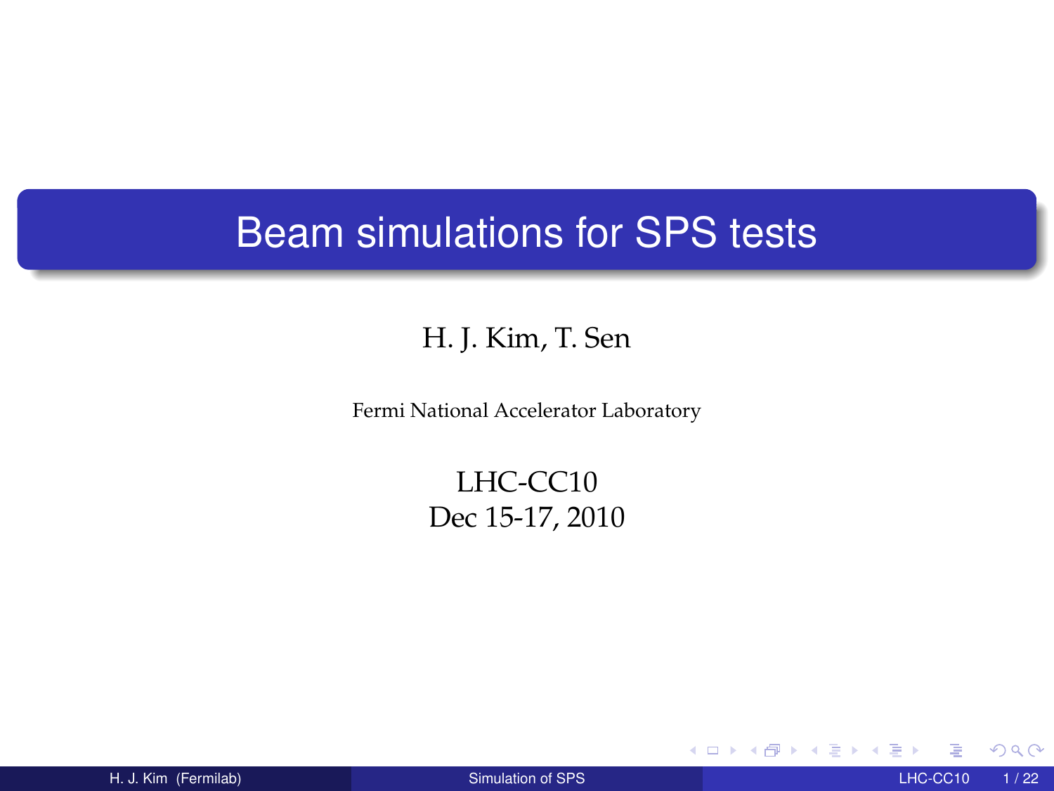# Beam simulations for SPS tests

H. J. Kim, T. Sen

Fermi National Accelerator Laboratory

LHC-CC10
Dec 15-17, 2010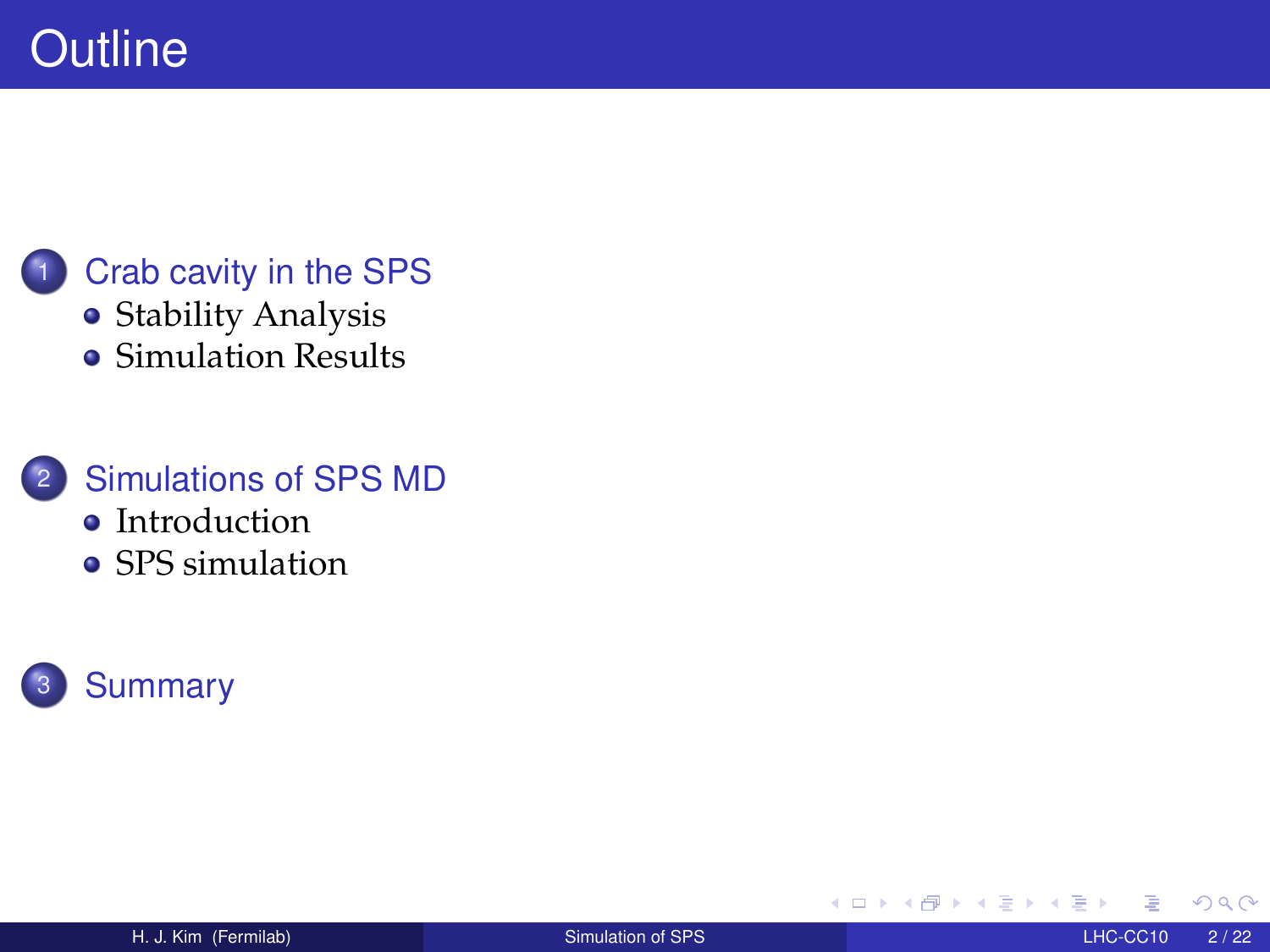# Outline

1. Crab cavity in the SPS
   - Stability Analysis
   - Simulation Results
2. Simulations of SPS MD
   - Introduction
   - SPS simulation
3. Summary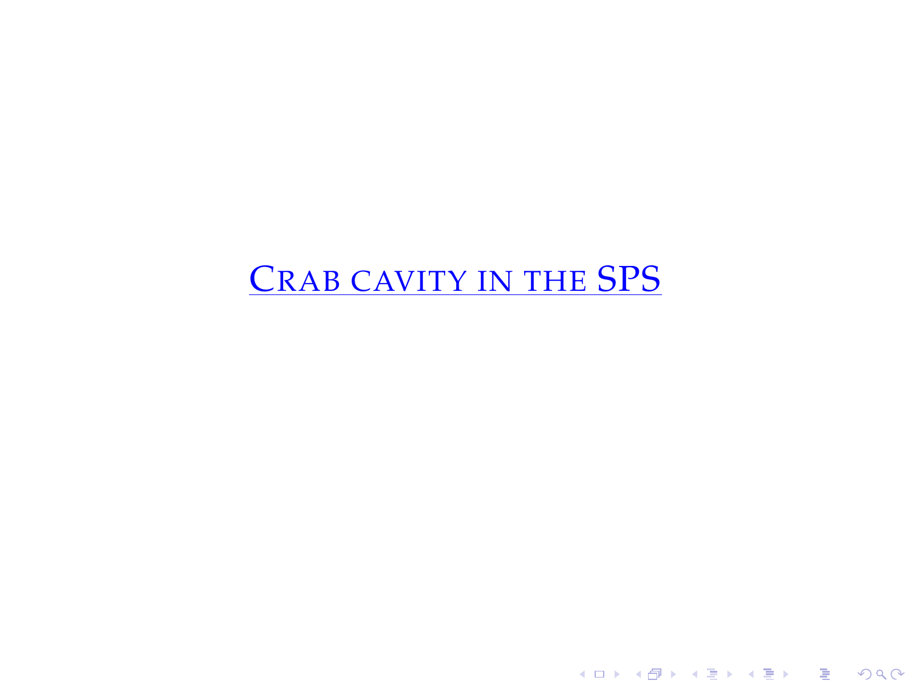# Crab cavity in the SPS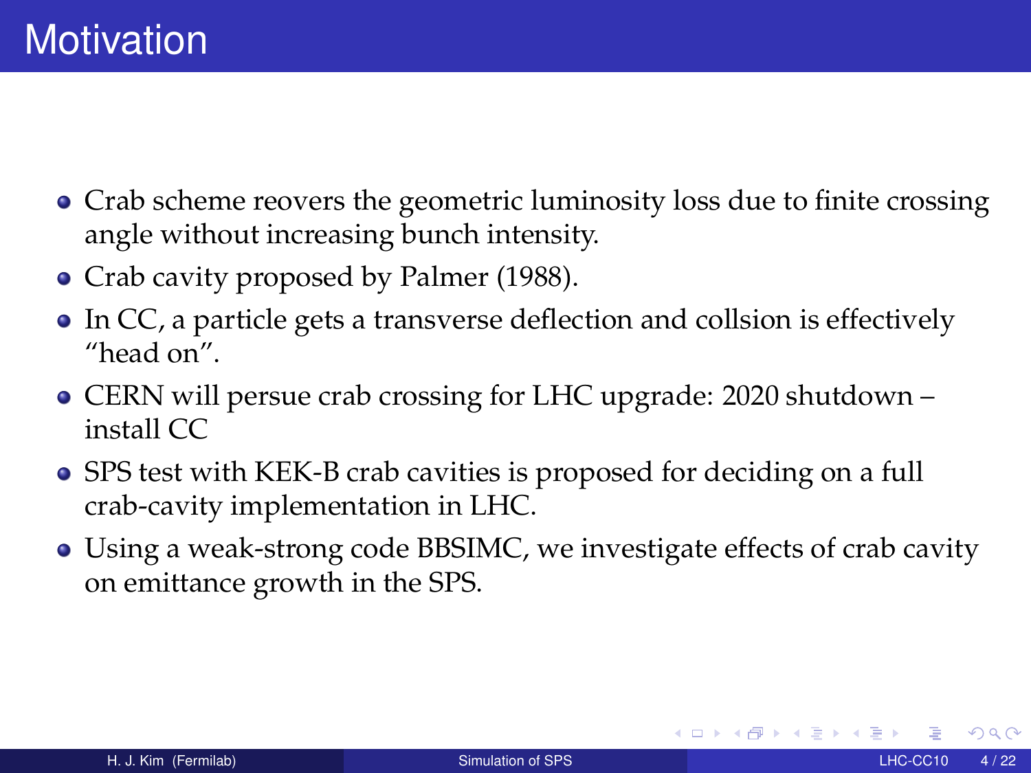# Motivation

- Crab scheme reovers the geometric luminosity loss due to finite crossing angle without increasing bunch intensity.
- Crab cavity proposed by Palmer (1988).
- In CC, a particle gets a transverse deflection and collsion is effectively "head on".
- CERN will persue crab crossing for LHC upgrade: 2020 shutdown – install CC
- SPS test with KEK-B crab cavities is proposed for deciding on a full crab-cavity implementation in LHC.
- Using a weak-strong code BBSIMC, we investigate effects of crab cavity on emittance growth in the SPS.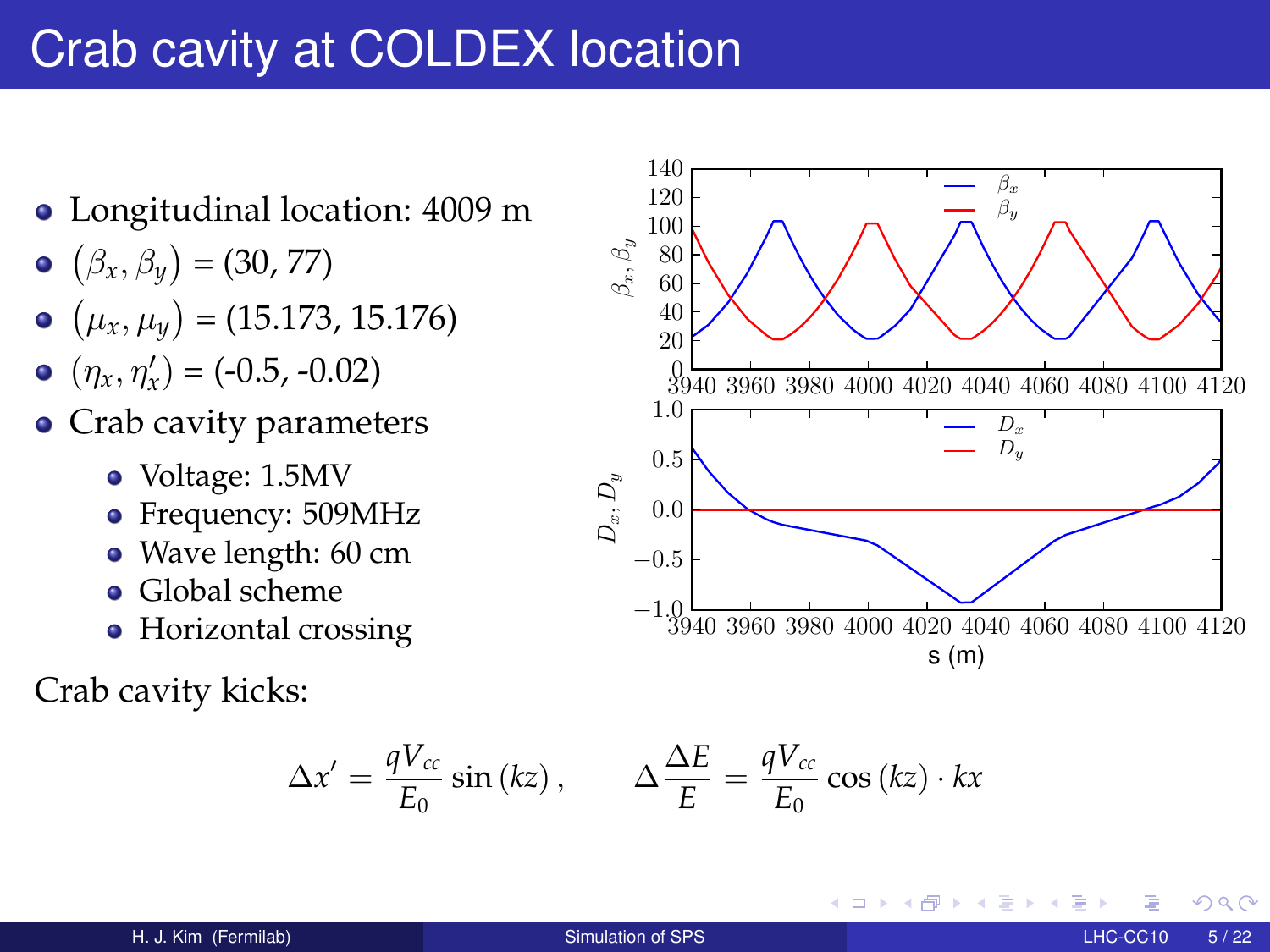# Crab cavity at COLDEX location

- Longitudinal location: 4009 m
- $(\beta_x, \beta_y)$ = (30, 77)
- $(\mu_x, \mu_y)$ = (15.173, 15.176)
- $(\eta_x, \eta_x')$ = (-0.5, -0.02)
- Crab cavity parameters
  - Voltage: 1.5MV
  - Frequency: 509MHz
  - Wave length: 60 cm
  - Global scheme
  - Horizontal crossing

Crab cavity kicks:

$$\Delta x' = \frac{qV_{cc}}{E_0} \sin(kz), \qquad \Delta \frac{\Delta E}{E} = \frac{qV_{cc}}{E_0} \cos(kz) \cdot kx$$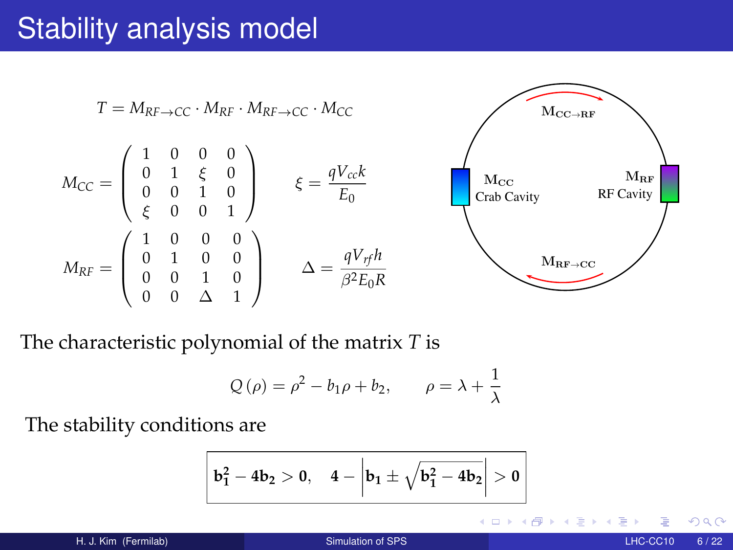# Stability analysis model

$$T = M_{RF\to CC} \cdot M_{RF} \cdot M_{RF\to CC} \cdot M_{CC}$$

$$M_{CC} = \begin{pmatrix} 1 & 0 & 0 & 0 \\ 0 & 1 & \xi & 0 \\ 0 & 0 & 1 & 0 \\ \xi & 0 & 0 & 1 \end{pmatrix} \qquad \xi = \frac{qV_{cc}k}{E_0}$$

$$M_{RF} = \begin{pmatrix} 1 & 0 & 0 & 0 \\ 0 & 1 & 0 & 0 \\ 0 & 0 & 1 & 0 \\ 0 & 0 & \Delta & 1 \end{pmatrix} \qquad \Delta = \frac{qV_{rf}h}{\beta^2 E_0 R}$$

$\mathbf{M_{CC\to RF}}$

$\mathbf{M_{CC}}$ Crab Cavity

$\mathbf{M_{RF}}$ RF Cavity

$\mathbf{M_{RF\to CC}}$

The characteristic polynomial of the matrix $T$ is

$$Q(\rho) = \rho^2 - b_1\rho + b_2, \qquad \rho = \lambda + \frac{1}{\lambda}$$

The stability conditions are

$$\mathbf{b_1^2 - 4b_2 > 0}, \quad \mathbf{4 - \left| b_1 \pm \sqrt{b_1^2 - 4b_2} \right| > 0}$$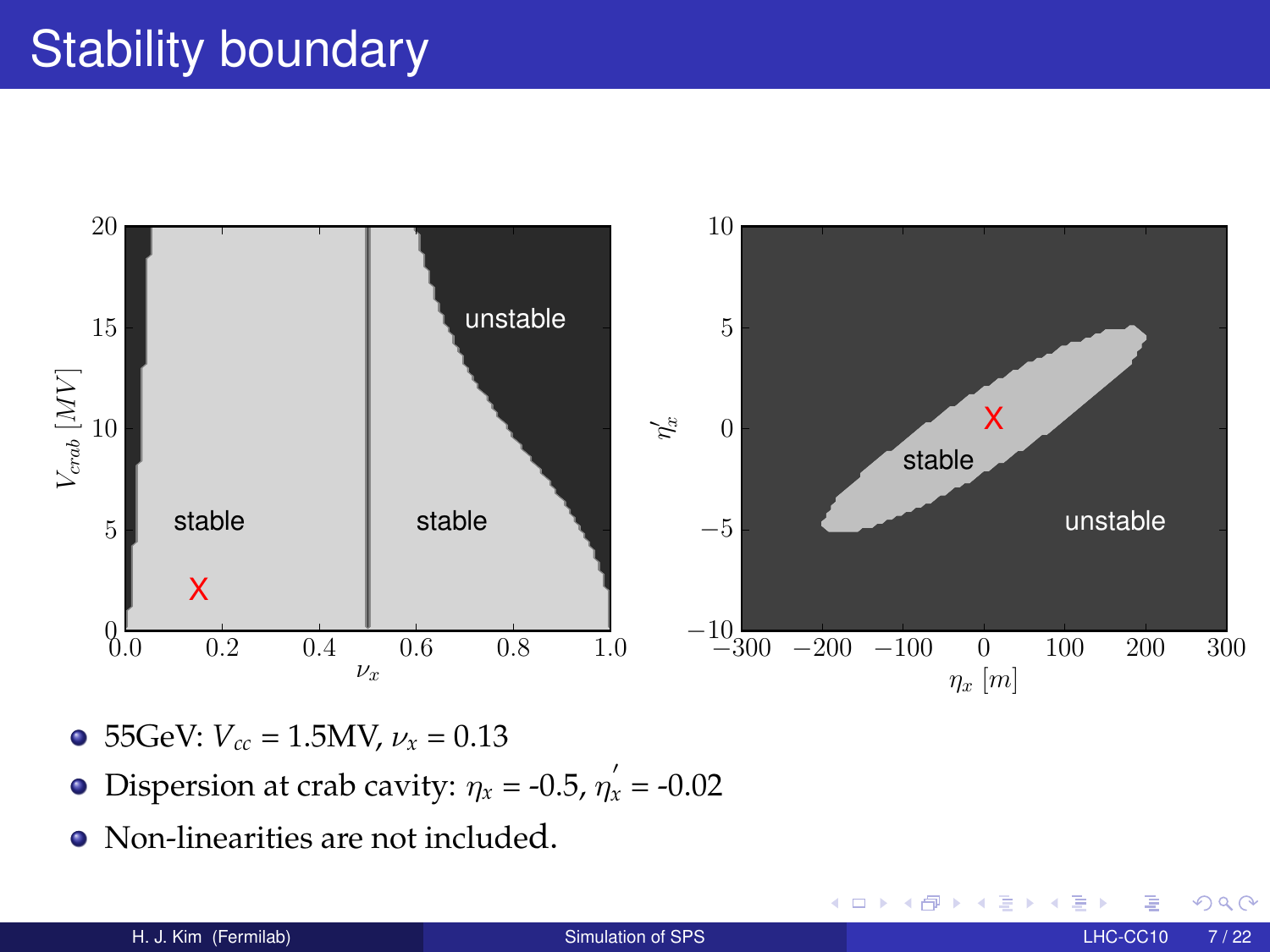# Stability boundary

- 55GeV: $V_{cc}$ = 1.5MV, $\nu_x$ = 0.13
- Dispersion at crab cavity: $\eta_x$ = -0.5, $\eta_x'$ = -0.02
- Non-linearities are not included.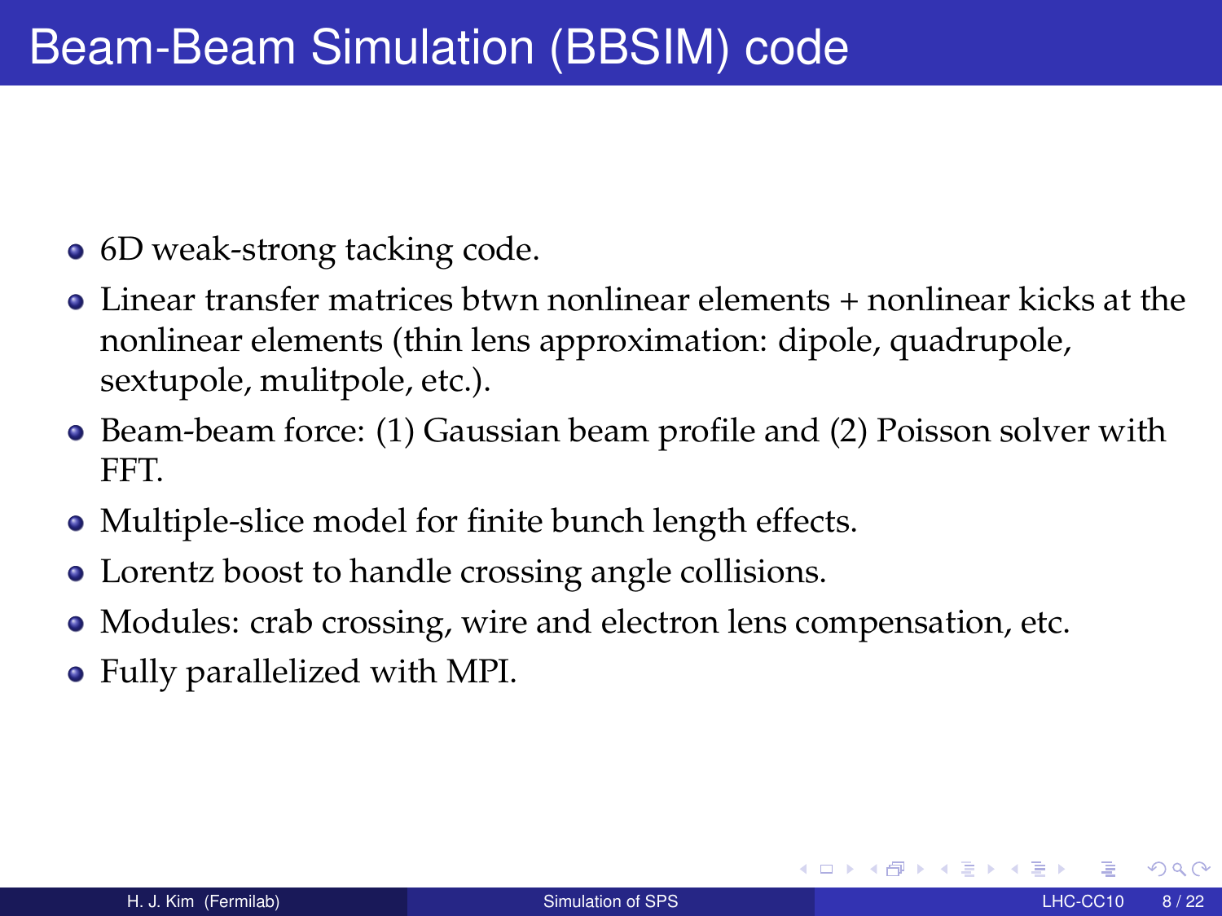# Beam-Beam Simulation (BBSIM) code

- 6D weak-strong tacking code.
- Linear transfer matrices btwn nonlinear elements + nonlinear kicks at the nonlinear elements (thin lens approximation: dipole, quadrupole, sextupole, mulitpole, etc.).
- Beam-beam force: (1) Gaussian beam profile and (2) Poisson solver with FFT.
- Multiple-slice model for finite bunch length effects.
- Lorentz boost to handle crossing angle collisions.
- Modules: crab crossing, wire and electron lens compensation, etc.
- Fully parallelized with MPI.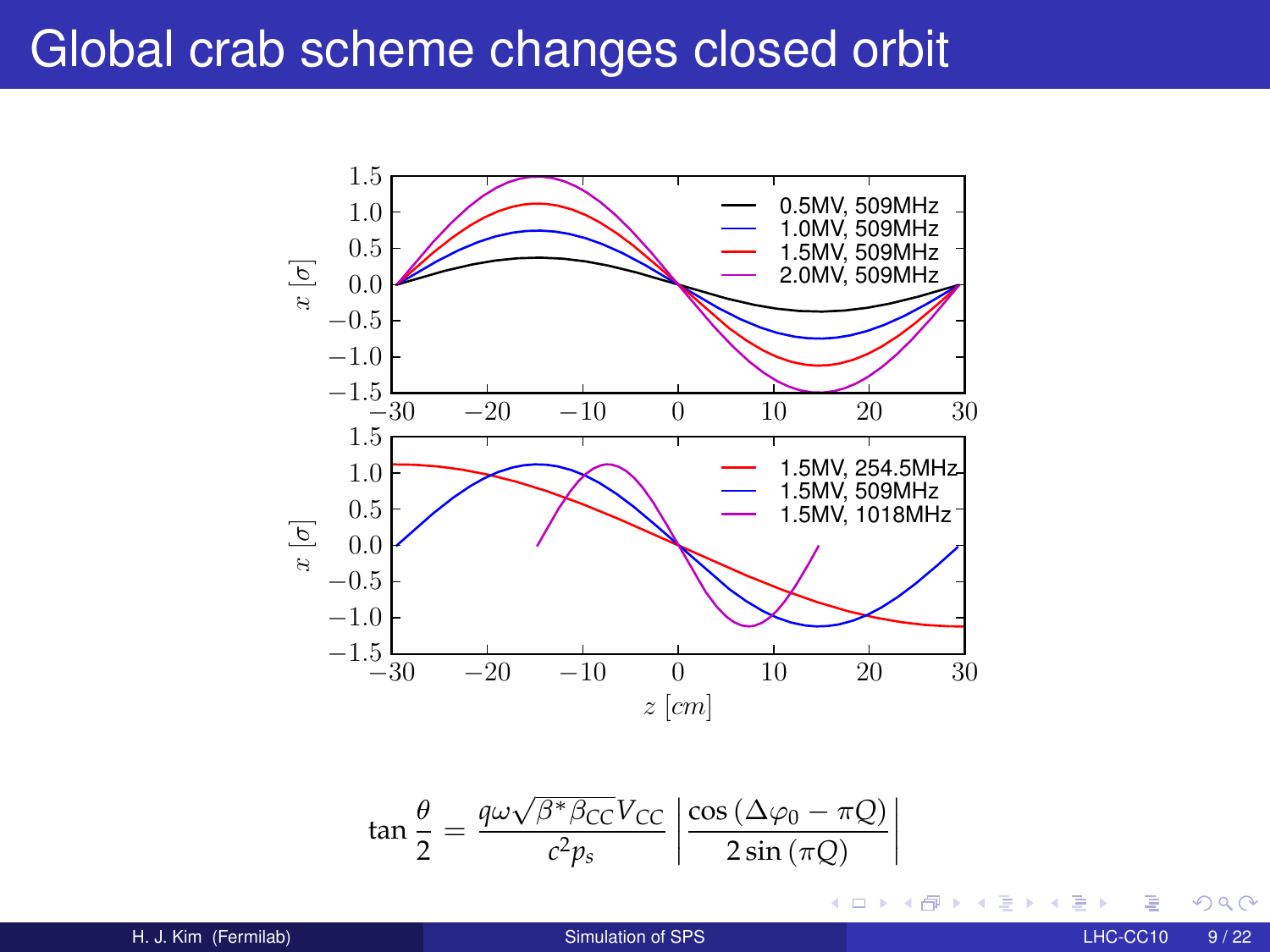# Global crab scheme changes closed orbit

$$\tan\frac{\theta}{2} = \frac{q\omega\sqrt{\beta^*\beta_{CC}}V_{CC}}{c^2 p_s}\left|\frac{\cos\left(\Delta\varphi_0 - \pi Q\right)}{2\sin\left(\pi Q\right)}\right|$$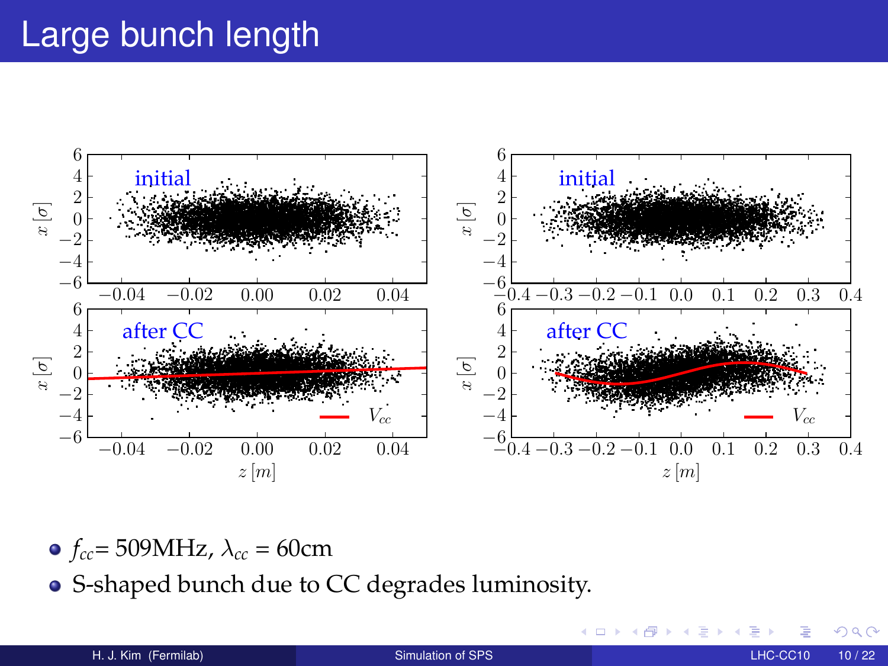# Large bunch length

- $f_{cc}$= 509MHz, $\lambda_{cc}$ = 60cm
- S-shaped bunch due to CC degrades luminosity.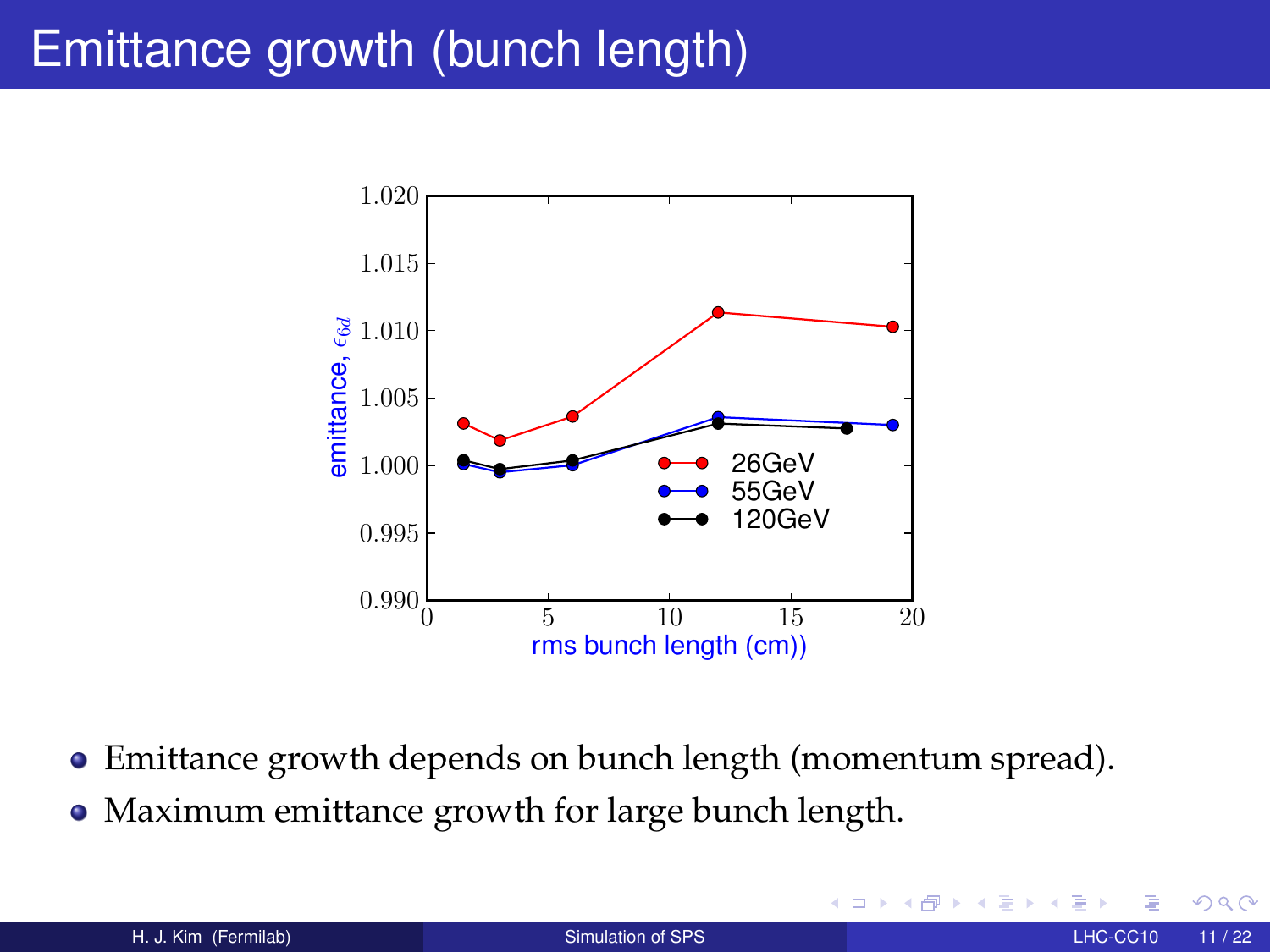# Emittance growth (bunch length)

- Emittance growth depends on bunch length (momentum spread).
- Maximum emittance growth for large bunch length.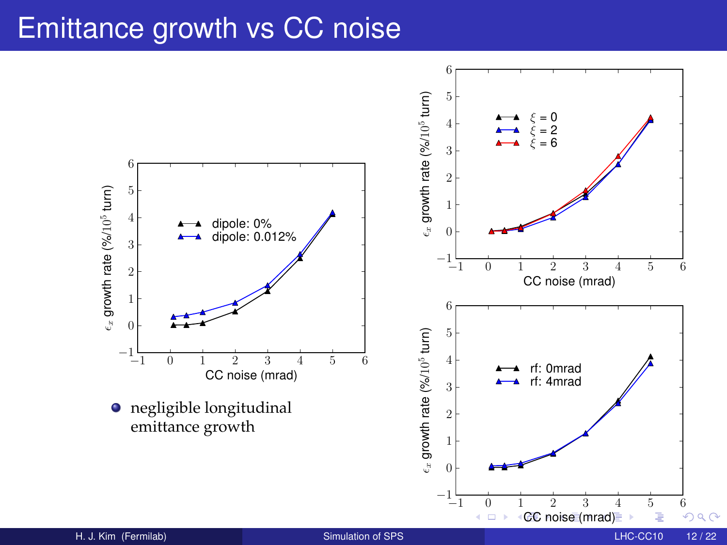# Emittance growth vs CC noise

- negligible longitudinal emittance growth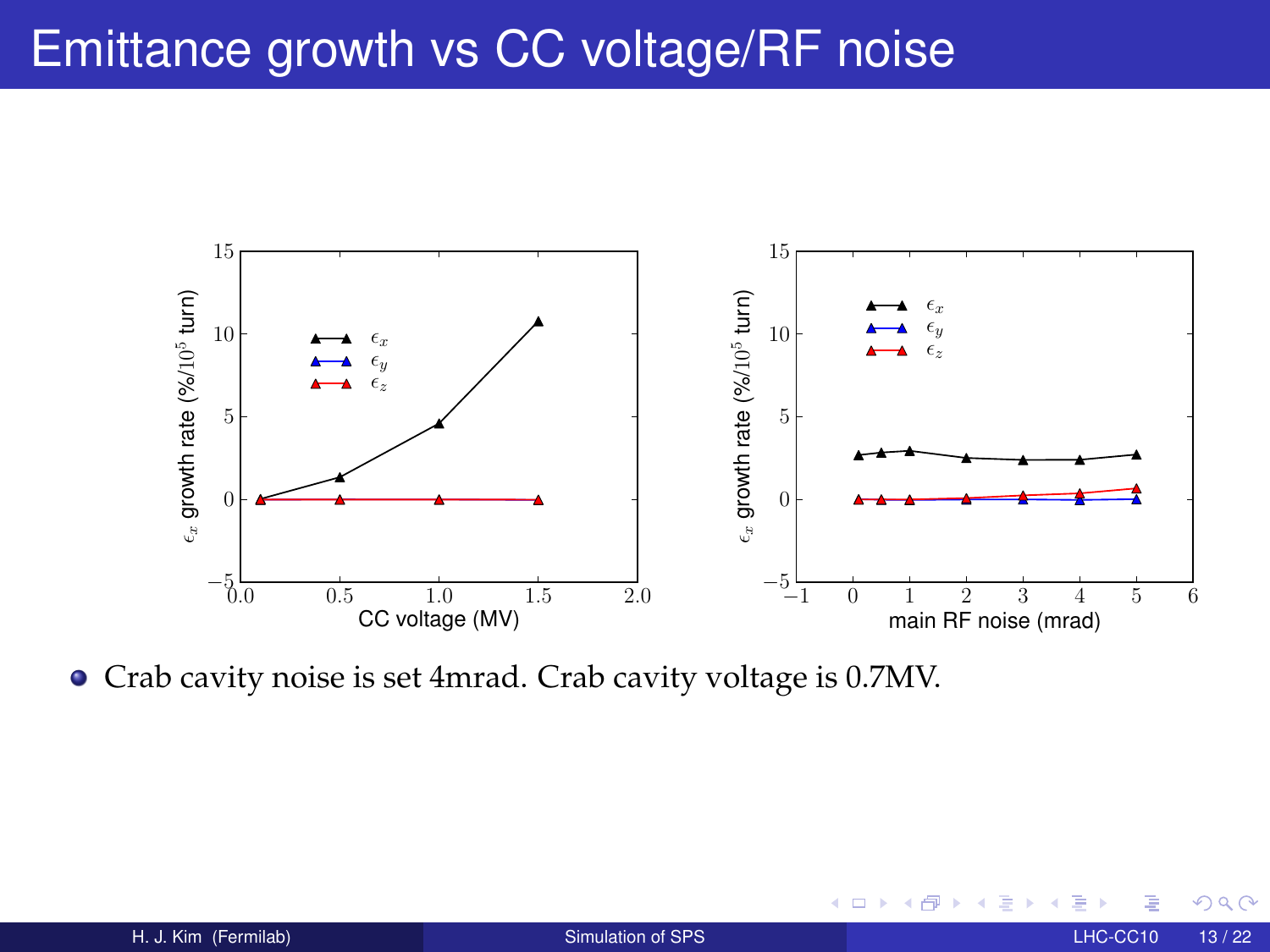# Emittance growth vs CC voltage/RF noise

- Crab cavity noise is set 4mrad. Crab cavity voltage is 0.7MV.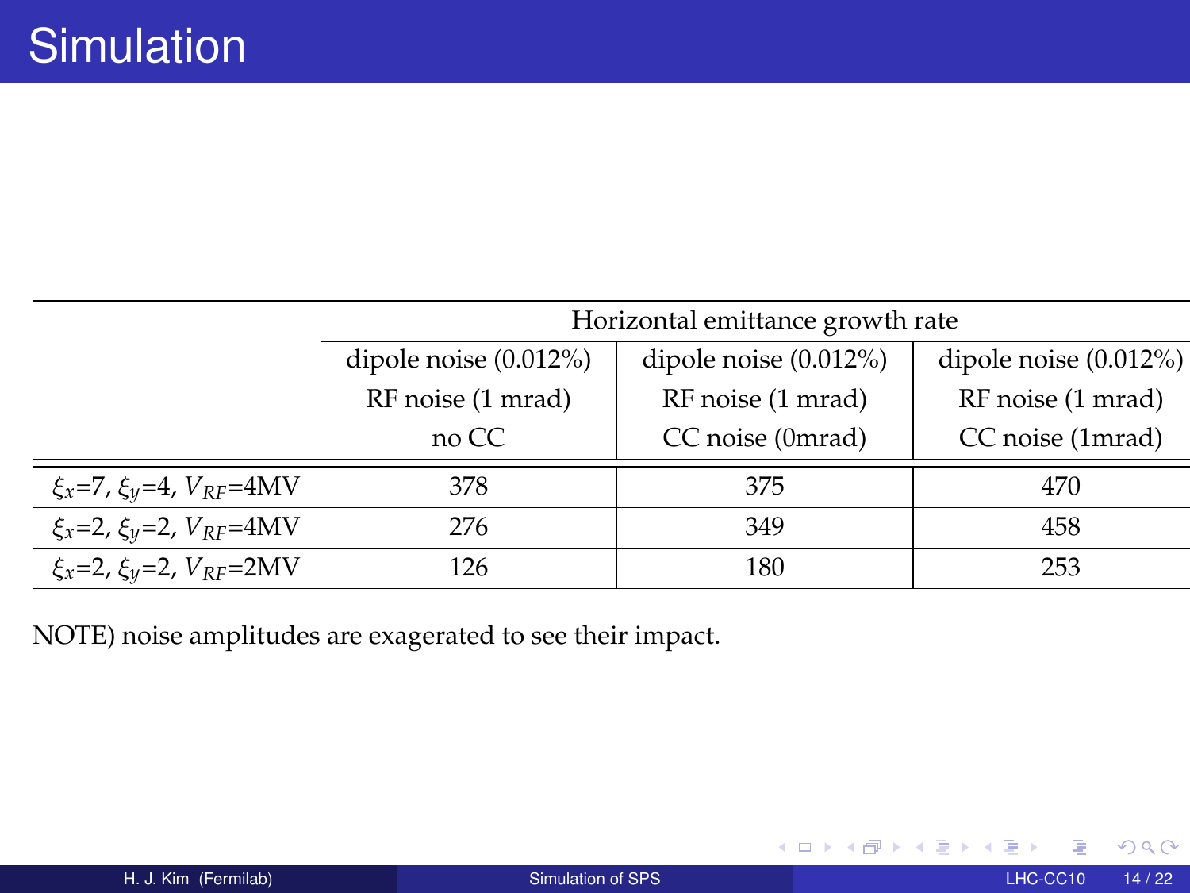# Simulation

| | Horizontal emittance growth rate | | |
|---|---|---|---|
| | dipole noise (0.012%) RF noise (1 mrad) no CC | dipole noise (0.012%) RF noise (1 mrad) CC noise (0mrad) | dipole noise (0.012%) RF noise (1 mrad) CC noise (1mrad) |
| $\xi_x$=7, $\xi_y$=4, $V_{RF}$=4MV | 378 | 375 | 470 |
| $\xi_x$=2, $\xi_y$=2, $V_{RF}$=4MV | 276 | 349 | 458 |
| $\xi_x$=2, $\xi_y$=2, $V_{RF}$=2MV | 126 | 180 | 253 |

NOTE) noise amplitudes are exagerated to see their impact.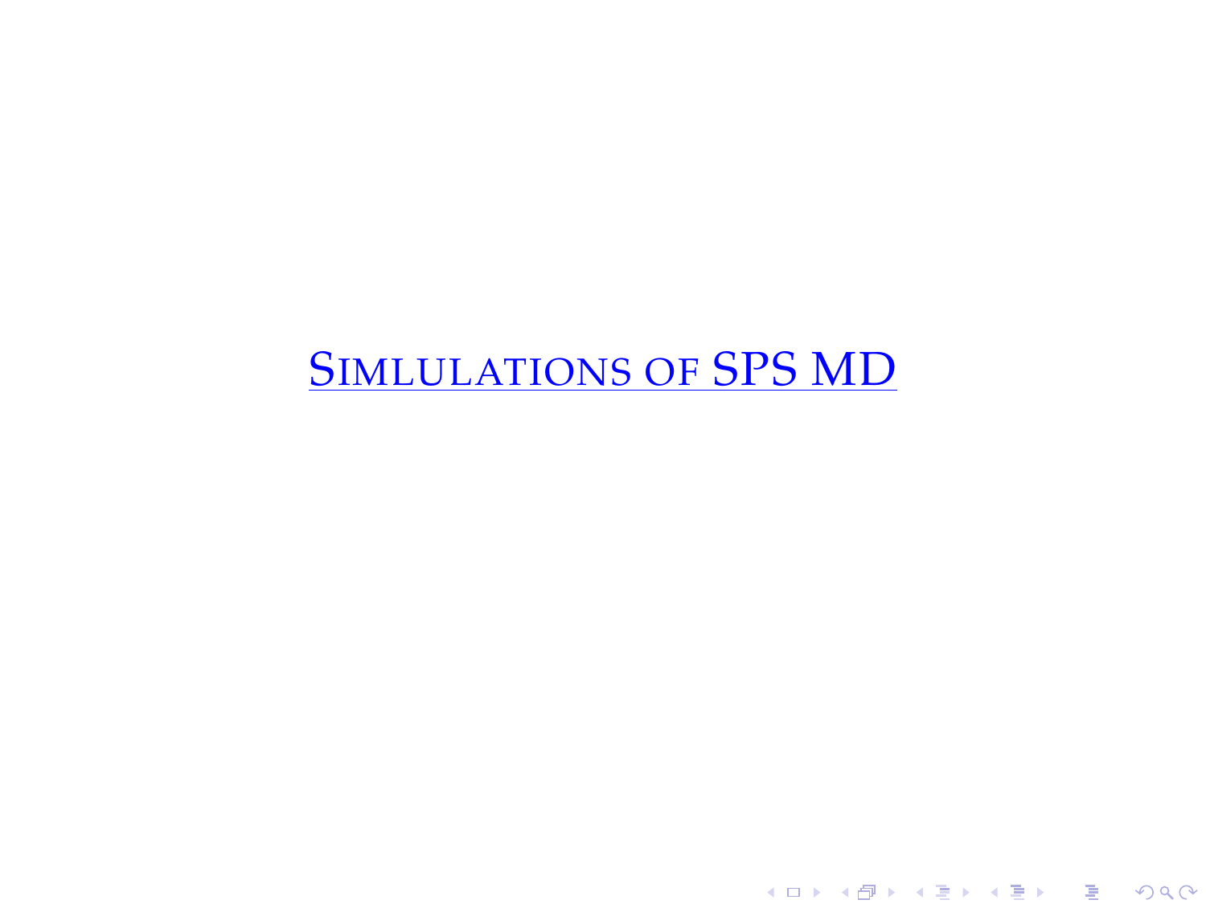# Simulations of SPS MD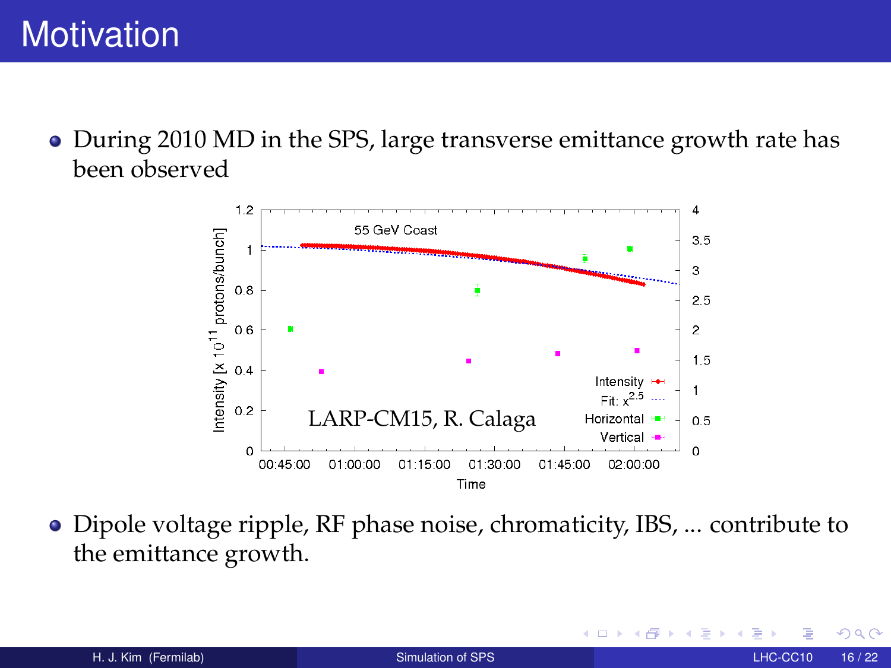# Motivation

- During 2010 MD in the SPS, large transverse emittance growth rate has been observed

- Dipole voltage ripple, RF phase noise, chromaticity, IBS, ... contribute to the emittance growth.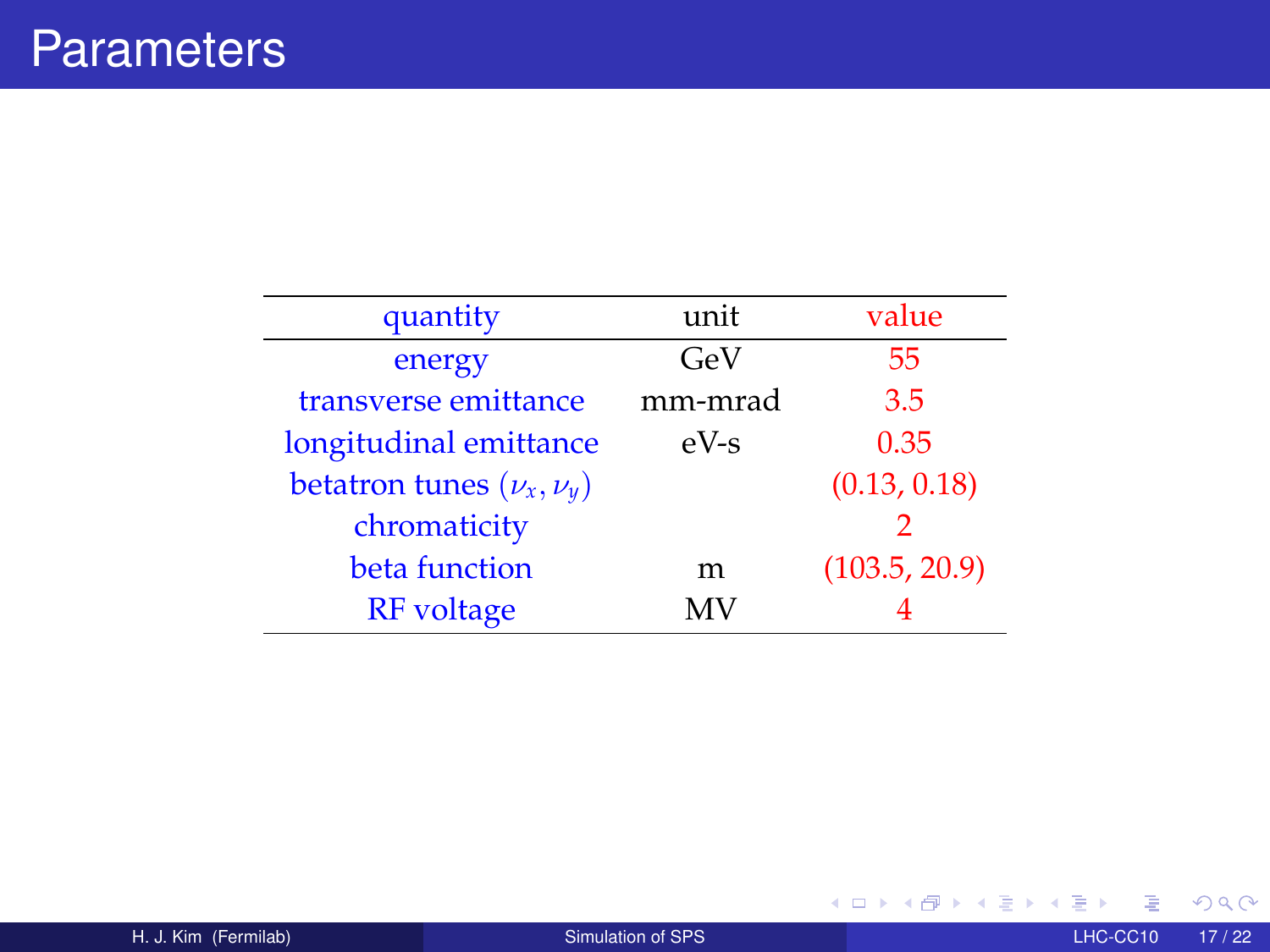# Parameters

| quantity | unit | value |
|---|---|---|
| energy | GeV | 55 |
| transverse emittance | mm-mrad | 3.5 |
| longitudinal emittance | eV-s | 0.35 |
| betatron tunes $(\nu_x, \nu_y)$ | | (0.13, 0.18) |
| chromaticity | | 2 |
| beta function | m | (103.5, 20.9) |
| RF voltage | MV | 4 |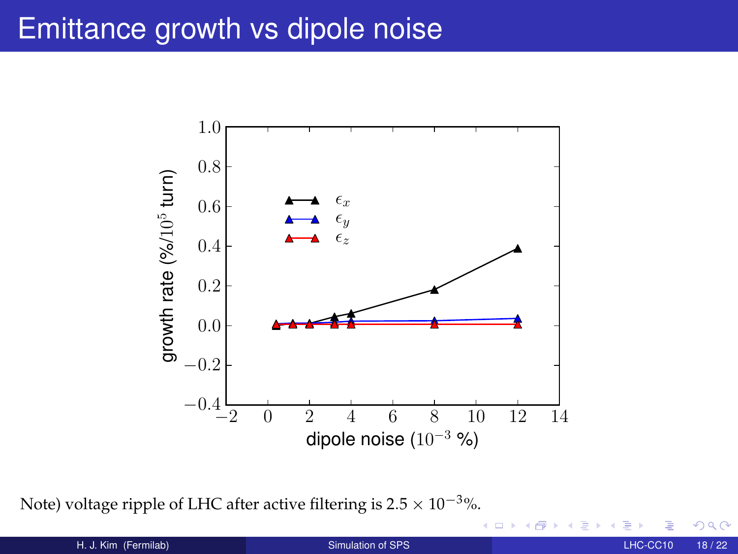# Emittance growth vs dipole noise

Note) voltage ripple of LHC after active filtering is $2.5 \times 10^{-3}$%.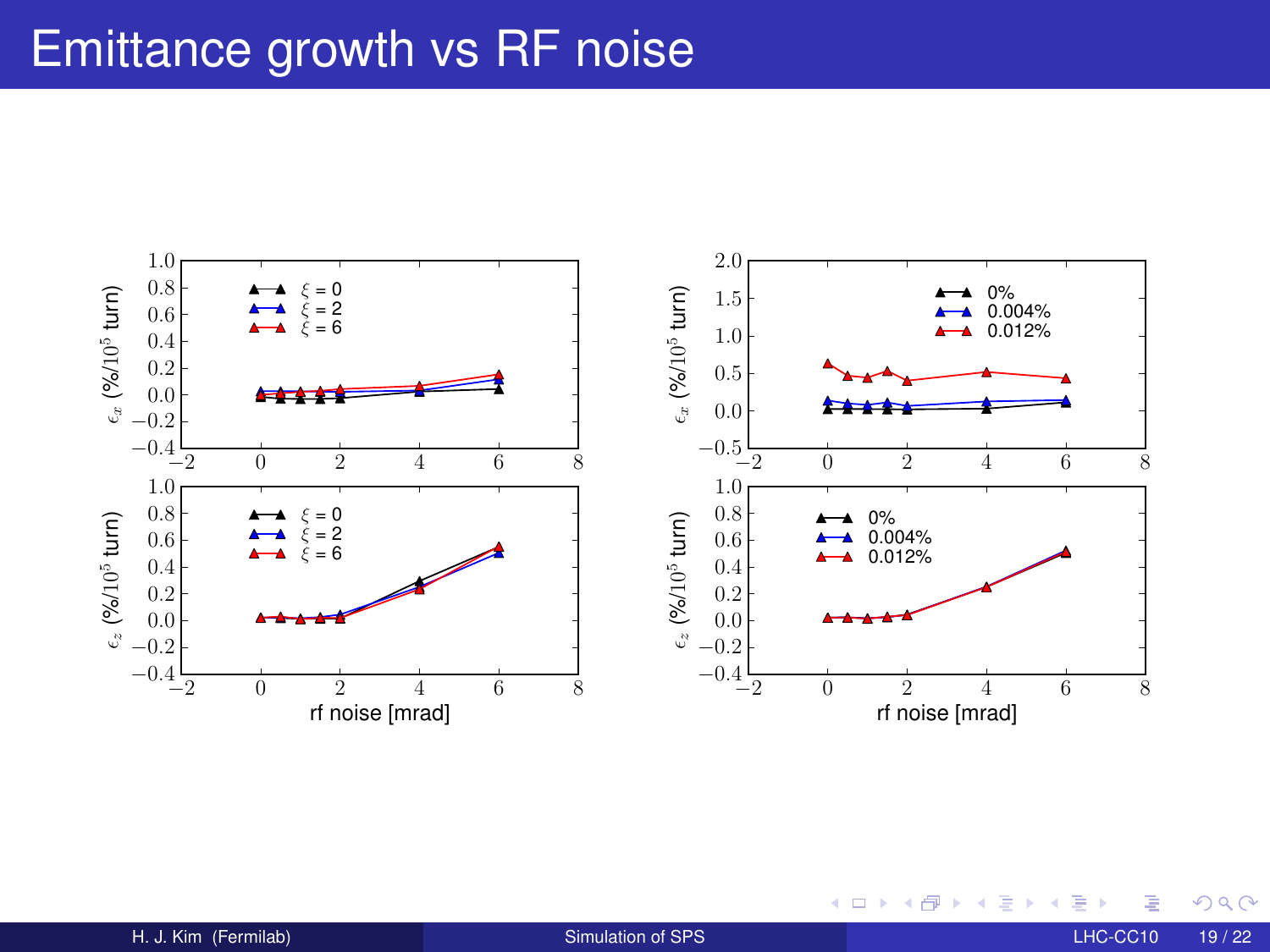# Emittance growth vs RF noise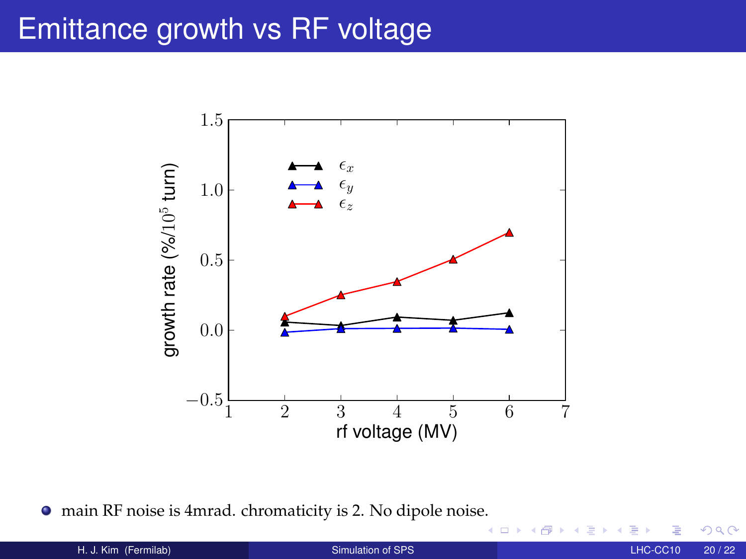# Emittance growth vs RF voltage

- main RF noise is 4mrad. chromaticity is 2. No dipole noise.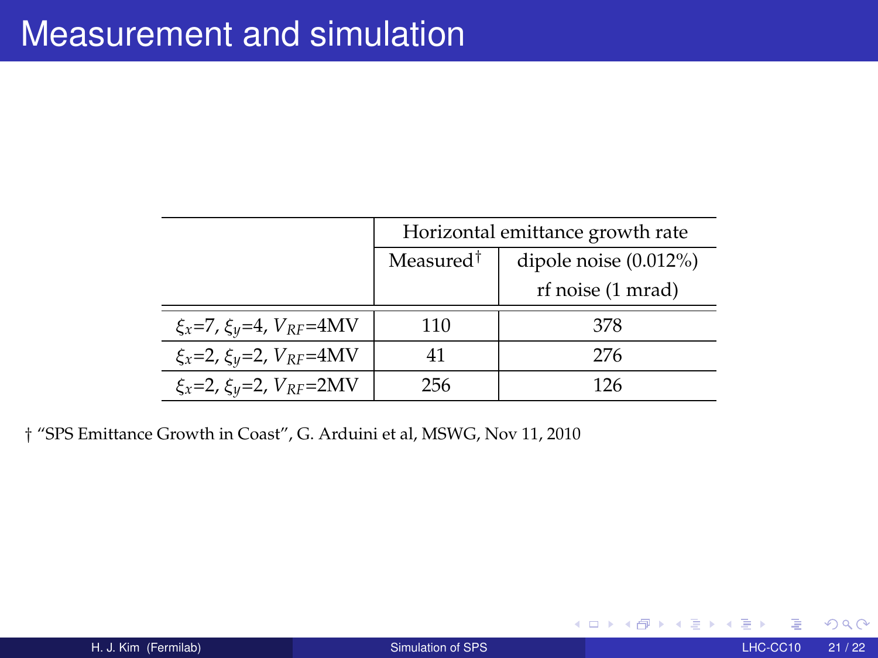# Measurement and simulation

| | Horizontal emittance growth rate | |
|---|---|---|
| | Measured† | dipole noise (0.012%) rf noise (1 mrad) |
| $\xi_x$=7, $\xi_y$=4, $V_{RF}$=4MV | 110 | 378 |
| $\xi_x$=2, $\xi_y$=2, $V_{RF}$=4MV | 41 | 276 |
| $\xi_x$=2, $\xi_y$=2, $V_{RF}$=2MV | 256 | 126 |

† "SPS Emittance Growth in Coast", G. Arduini et al, MSWG, Nov 11, 2010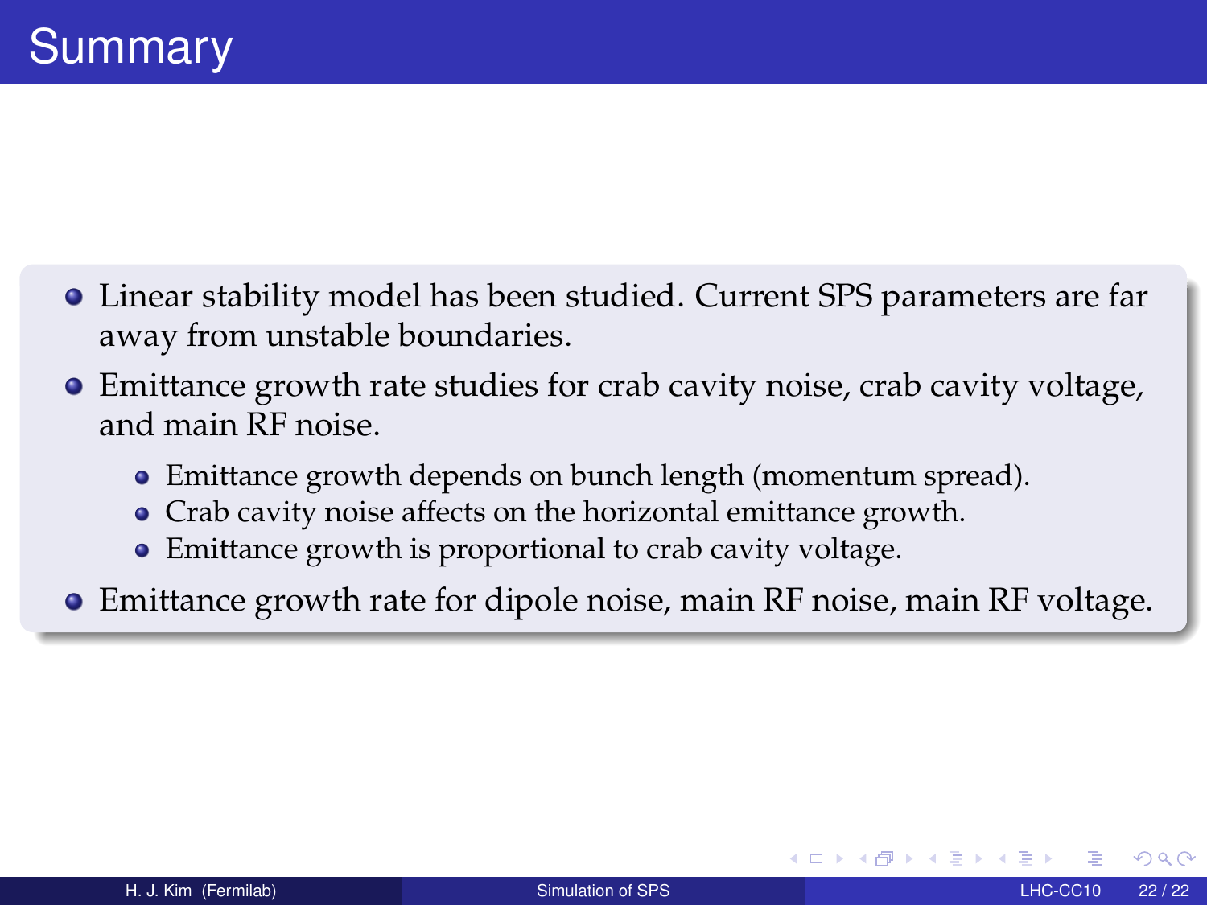# Summary

- Linear stability model has been studied. Current SPS parameters are far away from unstable boundaries.
- Emittance growth rate studies for crab cavity noise, crab cavity voltage, and main RF noise.
  - Emittance growth depends on bunch length (momentum spread).
  - Crab cavity noise affects on the horizontal emittance growth.
  - Emittance growth is proportional to crab cavity voltage.
- Emittance growth rate for dipole noise, main RF noise, main RF voltage.